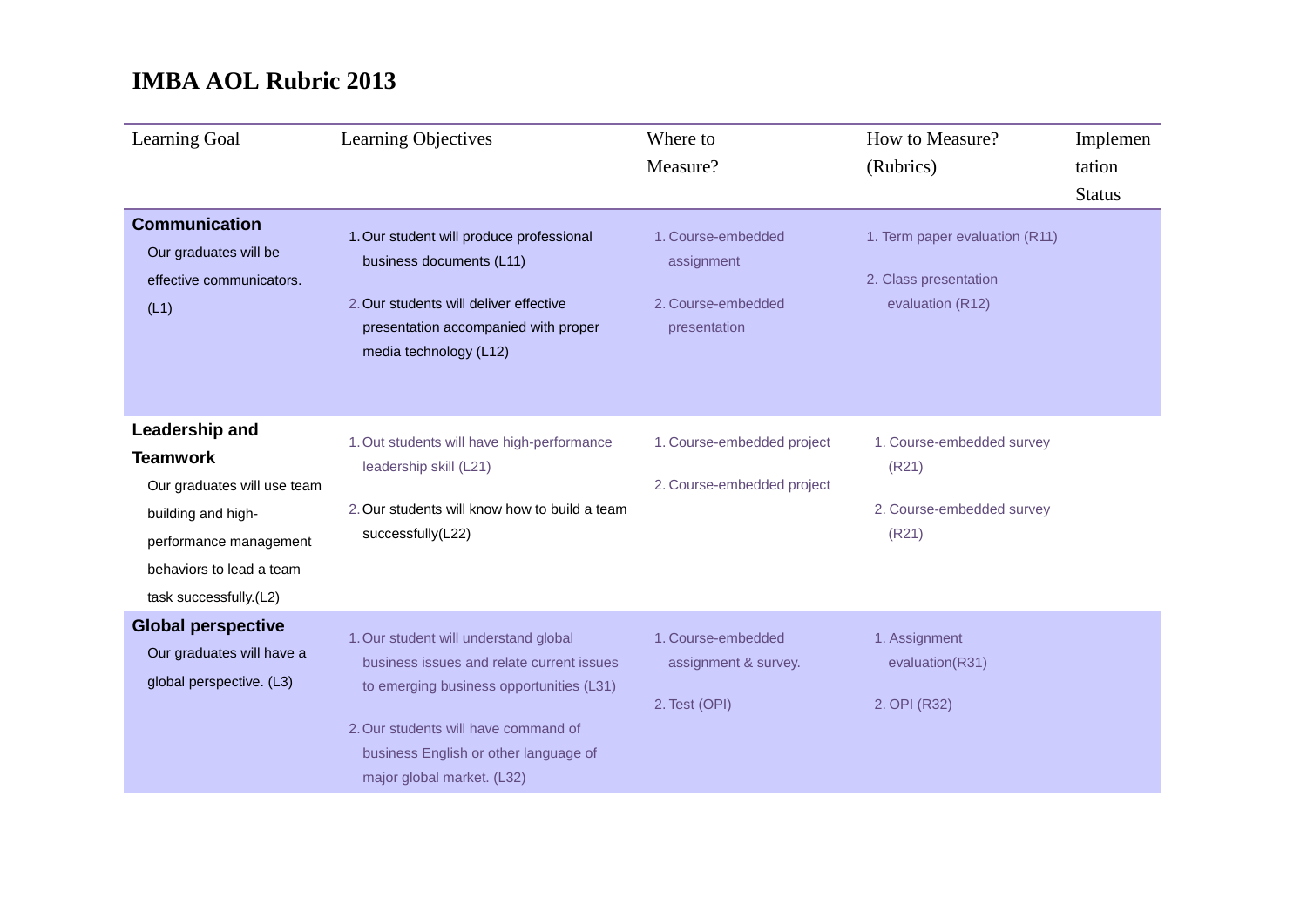# IMBA AOL Rubric 2013

| Learning Goal | Learning Objectives | Where to Measure? | How to Measure? (Rubrics) | Implementation Status |
|---|---|---|---|---|
| **Communication**<br>Our graduates will be effective communicators. (L1) | 1. Our student will produce professional business documents (L11)<br>2. Our students will deliver effective presentation accompanied with proper media technology (L12) | 1. Course-embedded assignment<br>2. Course-embedded presentation | 1. Term paper evaluation (R11)<br>2. Class presentation evaluation (R12) | |
| **Leadership and Teamwork**<br>Our graduates will use team building and high-performance management behaviors to lead a team task successfully.(L2) | 1. Out students will have high-performance leadership skill (L21)<br>2. Our students will know how to build a team successfully(L22) | 1. Course-embedded project<br>2. Course-embedded project | 1. Course-embedded survey (R21)<br>2. Course-embedded survey (R21) | |
| **Global perspective**<br>Our graduates will have a global perspective. (L3) | 1. Our student will understand global business issues and relate current issues to emerging business opportunities (L31)<br>2. Our students will have command of business English or other language of major global market. (L32) | 1. Course-embedded assignment & survey.<br>2. Test (OPI) | 1. Assignment evaluation(R31)<br>2. OPI (R32) | |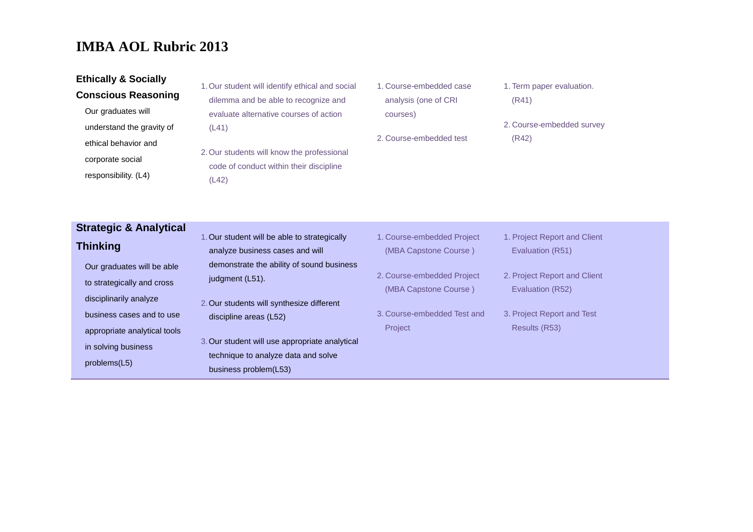# IMBA AOL Rubric 2013

| | | | |
|---|---|---|---|
| **Ethically & Socially Conscious Reasoning**<br>Our graduates will understand the gravity of ethical behavior and corporate social responsibility. (L4) | 1. Our student will identify ethical and social dilemma and be able to recognize and evaluate alternative courses of action (L41)<br>2. Our students will know the professional code of conduct within their discipline (L42) | 1. Course-embedded case analysis (one of CRI courses)<br>2. Course-embedded test | 1. Term paper evaluation. (R41)<br>2. Course-embedded survey (R42) |
| **Strategic & Analytical Thinking**<br>Our graduates will be able to strategically and cross disciplinarily analyze business cases and to use appropriate analytical tools in solving business problems(L5) | 1. Our student will be able to strategically analyze business cases and will demonstrate the ability of sound business judgment (L51).<br>2. Our students will synthesize different discipline areas (L52)<br>3. Our student will use appropriate analytical technique to analyze data and solve business problem(L53) | 1. Course-embedded Project (MBA Capstone Course )<br>2. Course-embedded Project (MBA Capstone Course )<br>3. Course-embedded Test and Project | 1. Project Report and Client Evaluation (R51)<br>2. Project Report and Client Evaluation (R52)<br>3. Project Report and Test Results (R53) |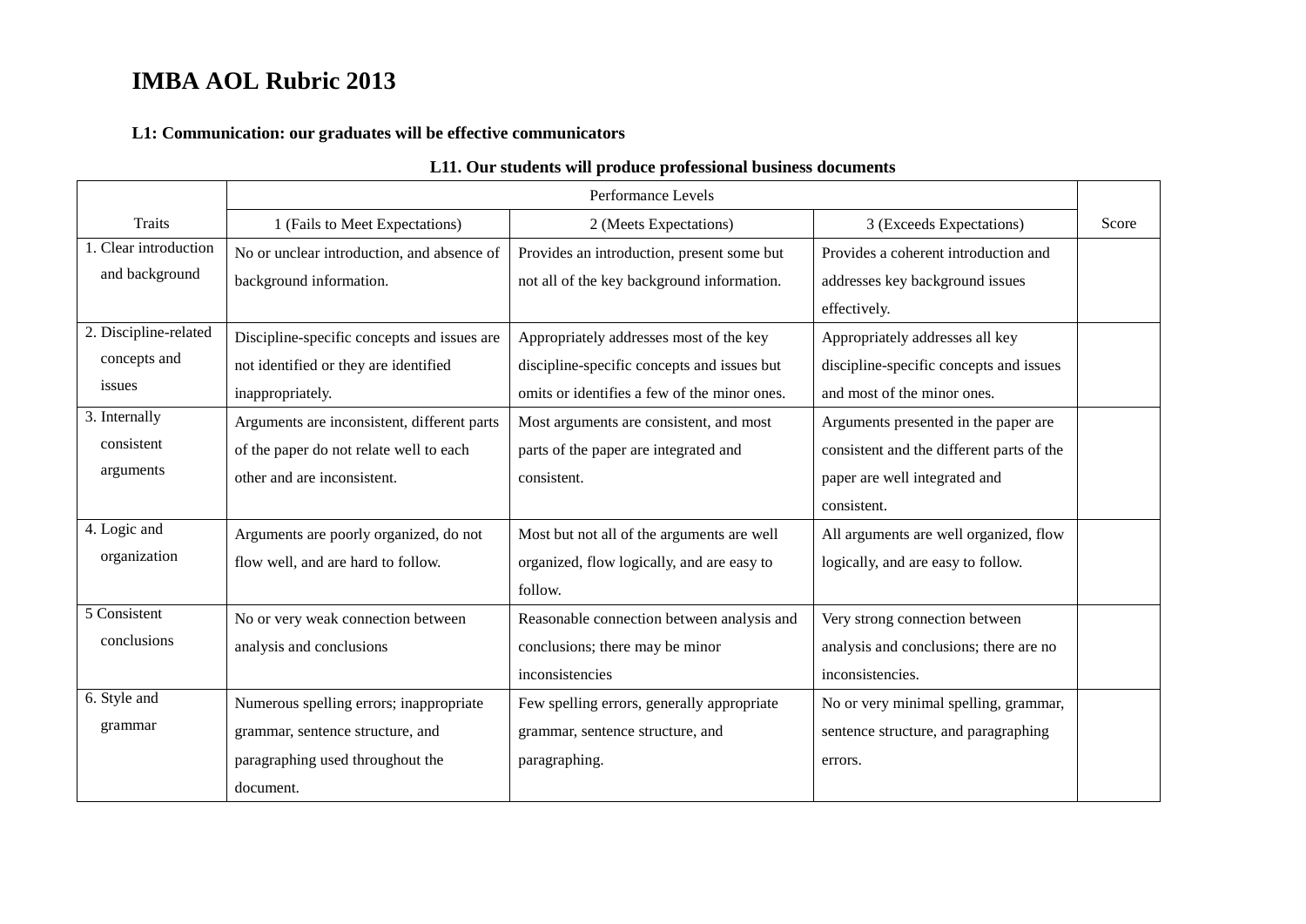# IMBA AOL Rubric 2013

**L1: Communication: our graduates will be effective communicators**

**L11. Our students will produce professional business documents**

| Traits | Performance Levels | | | Score |
|---|---|---|---|---|
| | 1 (Fails to Meet Expectations) | 2 (Meets Expectations) | 3 (Exceeds Expectations) | |
| 1. Clear introduction and background | No or unclear introduction, and absence of background information. | Provides an introduction, present some but not all of the key background information. | Provides a coherent introduction and addresses key background issues effectively. | |
| 2. Discipline-related concepts and issues | Discipline-specific concepts and issues are not identified or they are identified inappropriately. | Appropriately addresses most of the key discipline-specific concepts and issues but omits or identifies a few of the minor ones. | Appropriately addresses all key discipline-specific concepts and issues and most of the minor ones. | |
| 3. Internally consistent arguments | Arguments are inconsistent, different parts of the paper do not relate well to each other and are inconsistent. | Most arguments are consistent, and most parts of the paper are integrated and consistent. | Arguments presented in the paper are consistent and the different parts of the paper are well integrated and consistent. | |
| 4. Logic and organization | Arguments are poorly organized, do not flow well, and are hard to follow. | Most but not all of the arguments are well organized, flow logically, and are easy to follow. | All arguments are well organized, flow logically, and are easy to follow. | |
| 5 Consistent conclusions | No or very weak connection between analysis and conclusions | Reasonable connection between analysis and conclusions; there may be minor inconsistencies | Very strong connection between analysis and conclusions; there are no inconsistencies. | |
| 6. Style and grammar | Numerous spelling errors; inappropriate grammar, sentence structure, and paragraphing used throughout the document. | Few spelling errors, generally appropriate grammar, sentence structure, and paragraphing. | No or very minimal spelling, grammar, sentence structure, and paragraphing errors. | |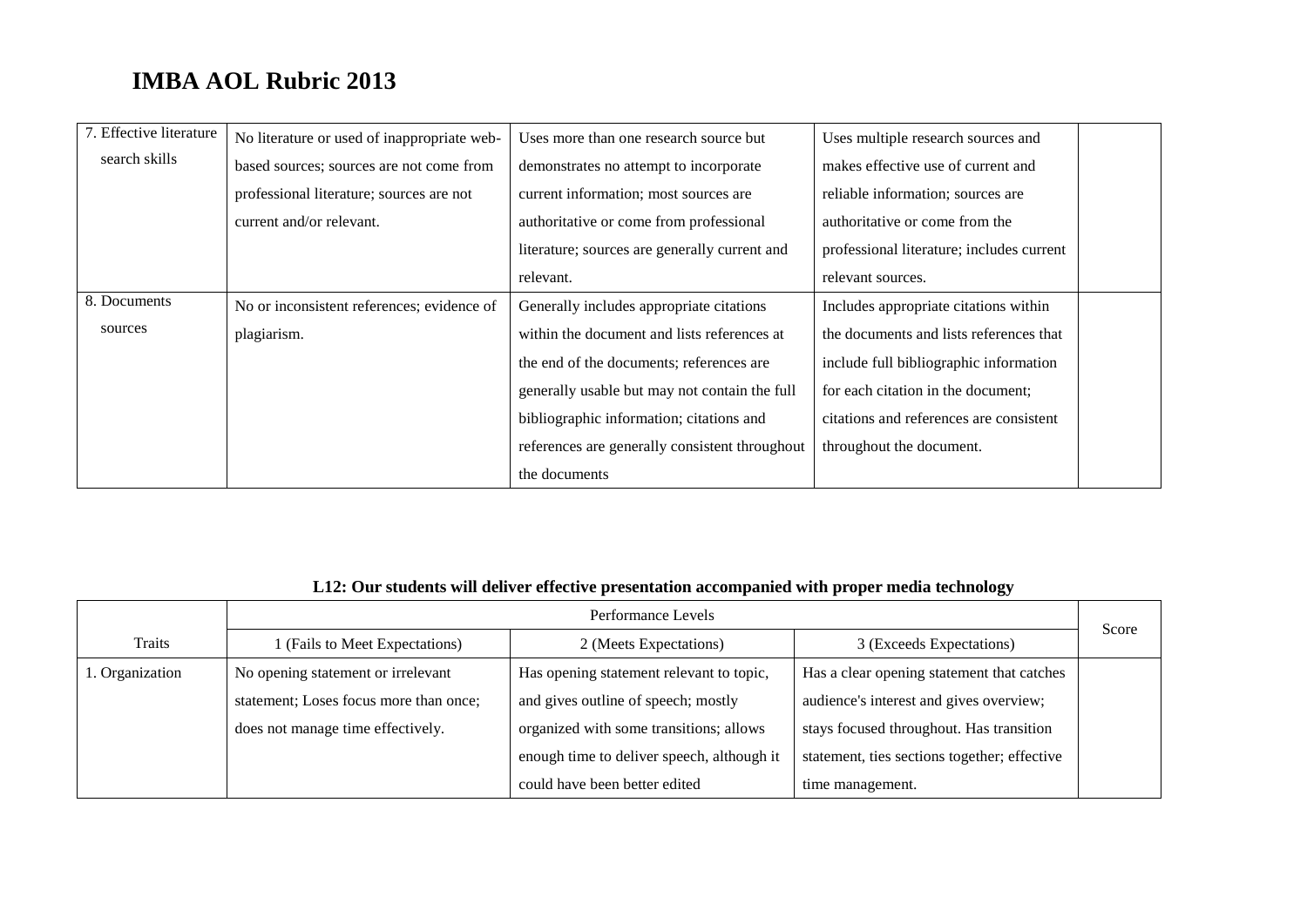# IMBA AOL Rubric 2013

| | | | | |
|---|---|---|---|---|
| 7. Effective literature search skills | No literature or used of inappropriate web-based sources; sources are not come from professional literature; sources are not current and/or relevant. | Uses more than one research source but demonstrates no attempt to incorporate current information; most sources are authoritative or come from professional literature; sources are generally current and relevant. | Uses multiple research sources and makes effective use of current and reliable information; sources are authoritative or come from the professional literature; includes current relevant sources. | |
| 8. Documents sources | No or inconsistent references; evidence of plagiarism. | Generally includes appropriate citations within the document and lists references at the end of the documents; references are generally usable but may not contain the full bibliographic information; citations and references are generally consistent throughout the documents | Includes appropriate citations within the documents and lists references that include full bibliographic information for each citation in the document; citations and references are consistent throughout the document. | |

**L12: Our students will deliver effective presentation accompanied with proper media technology**

| | Performance Levels | | | Score |
|---|---|---|---|---|
| Traits | 1 (Fails to Meet Expectations) | 2 (Meets Expectations) | 3 (Exceeds Expectations) | |
| 1. Organization | No opening statement or irrelevant statement; Loses focus more than once; does not manage time effectively. | Has opening statement relevant to topic, and gives outline of speech; mostly organized with some transitions; allows enough time to deliver speech, although it could have been better edited | Has a clear opening statement that catches audience's interest and gives overview; stays focused throughout. Has transition statement, ties sections together; effective time management. | |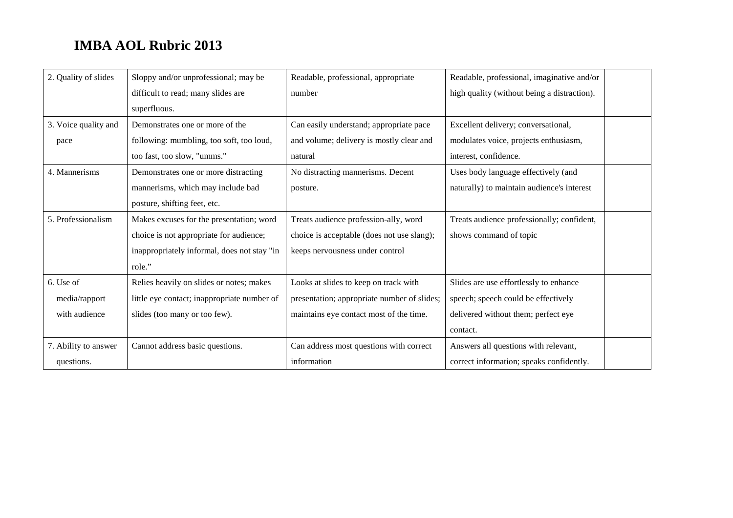# IMBA AOL Rubric 2013

| | | | | |
|---|---|---|---|---|
| 2. Quality of slides | Sloppy and/or unprofessional; may be difficult to read; many slides are superfluous. | Readable, professional, appropriate number | Readable, professional, imaginative and/or high quality (without being a distraction). | |
| 3. Voice quality and pace | Demonstrates one or more of the following: mumbling, too soft, too loud, too fast, too slow, "umms." | Can easily understand; appropriate pace and volume; delivery is mostly clear and natural | Excellent delivery; conversational, modulates voice, projects enthusiasm, interest, confidence. | |
| 4. Mannerisms | Demonstrates one or more distracting mannerisms, which may include bad posture, shifting feet, etc. | No distracting mannerisms. Decent posture. | Uses body language effectively (and naturally) to maintain audience's interest | |
| 5. Professionalism | Makes excuses for the presentation; word choice is not appropriate for audience; inappropriately informal, does not stay "in role." | Treats audience profession-ally, word choice is acceptable (does not use slang); keeps nervousness under control | Treats audience professionally; confident, shows command of topic | |
| 6. Use of media/rapport with audience | Relies heavily on slides or notes; makes little eye contact; inappropriate number of slides (too many or too few). | Looks at slides to keep on track with presentation; appropriate number of slides; maintains eye contact most of the time. | Slides are use effortlessly to enhance speech; speech could be effectively delivered without them; perfect eye contact. | |
| 7. Ability to answer questions. | Cannot address basic questions. | Can address most questions with correct information | Answers all questions with relevant, correct information; speaks confidently. | |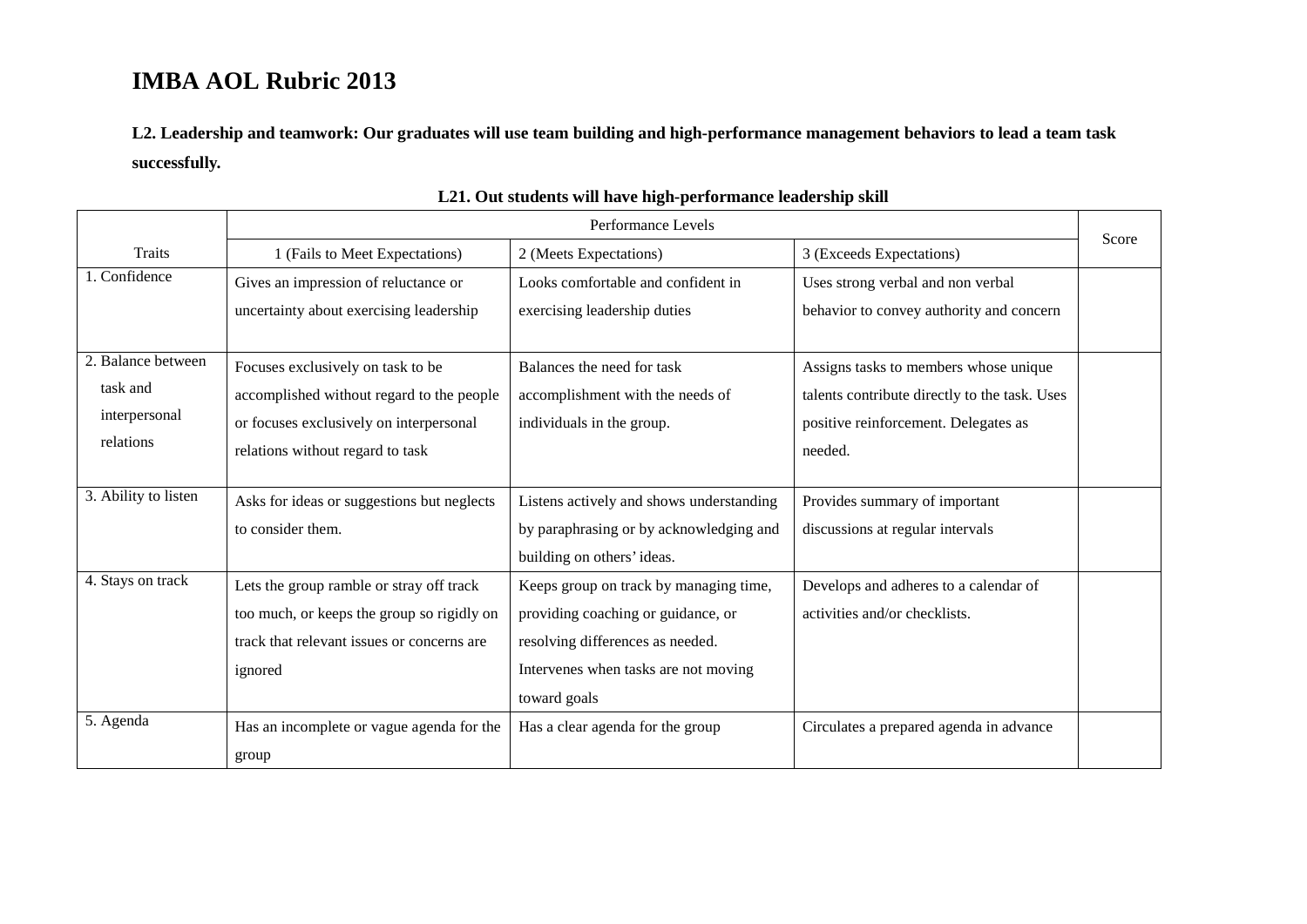# IMBA AOL Rubric 2013

**L2. Leadership and teamwork: Our graduates will use team building and high-performance management behaviors to lead a team task successfully.**

**L21. Out students will have high-performance leadership skill**

| Traits | Performance Levels | | | Score |
|---|---|---|---|---|
| | 1 (Fails to Meet Expectations) | 2 (Meets Expectations) | 3 (Exceeds Expectations) | |
| 1. Confidence | Gives an impression of reluctance or uncertainty about exercising leadership | Looks comfortable and confident in exercising leadership duties | Uses strong verbal and non verbal behavior to convey authority and concern | |
| 2. Balance between task and interpersonal relations | Focuses exclusively on task to be accomplished without regard to the people or focuses exclusively on interpersonal relations without regard to task | Balances the need for task accomplishment with the needs of individuals in the group. | Assigns tasks to members whose unique talents contribute directly to the task. Uses positive reinforcement. Delegates as needed. | |
| 3. Ability to listen | Asks for ideas or suggestions but neglects to consider them. | Listens actively and shows understanding by paraphrasing or by acknowledging and building on others' ideas. | Provides summary of important discussions at regular intervals | |
| 4. Stays on track | Lets the group ramble or stray off track too much, or keeps the group so rigidly on track that relevant issues or concerns are ignored | Keeps group on track by managing time, providing coaching or guidance, or resolving differences as needed. Intervenes when tasks are not moving toward goals | Develops and adheres to a calendar of activities and/or checklists. | |
| 5. Agenda | Has an incomplete or vague agenda for the group | Has a clear agenda for the group | Circulates a prepared agenda in advance | |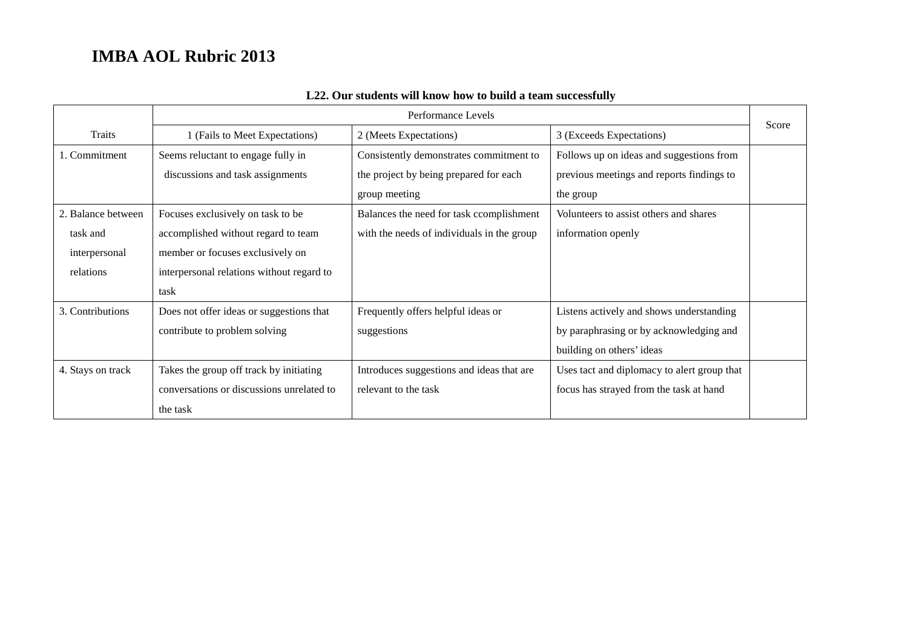# IMBA AOL Rubric 2013

**L22. Our students will know how to build a team successfully**

| Traits | Performance Levels | | | Score |
|---|---|---|---|---|
| | 1 (Fails to Meet Expectations) | 2 (Meets Expectations) | 3 (Exceeds Expectations) | |
| 1. Commitment | Seems reluctant to engage fully in discussions and task assignments | Consistently demonstrates commitment to the project by being prepared for each group meeting | Follows up on ideas and suggestions from previous meetings and reports findings to the group | |
| 2. Balance between task and interpersonal relations | Focuses exclusively on task to be accomplished without regard to team member or focuses exclusively on interpersonal relations without regard to task | Balances the need for task ccomplishment with the needs of individuals in the group | Volunteers to assist others and shares information openly | |
| 3. Contributions | Does not offer ideas or suggestions that contribute to problem solving | Frequently offers helpful ideas or suggestions | Listens actively and shows understanding by paraphrasing or by acknowledging and building on others' ideas | |
| 4. Stays on track | Takes the group off track by initiating conversations or discussions unrelated to the task | Introduces suggestions and ideas that are relevant to the task | Uses tact and diplomacy to alert group that focus has strayed from the task at hand | |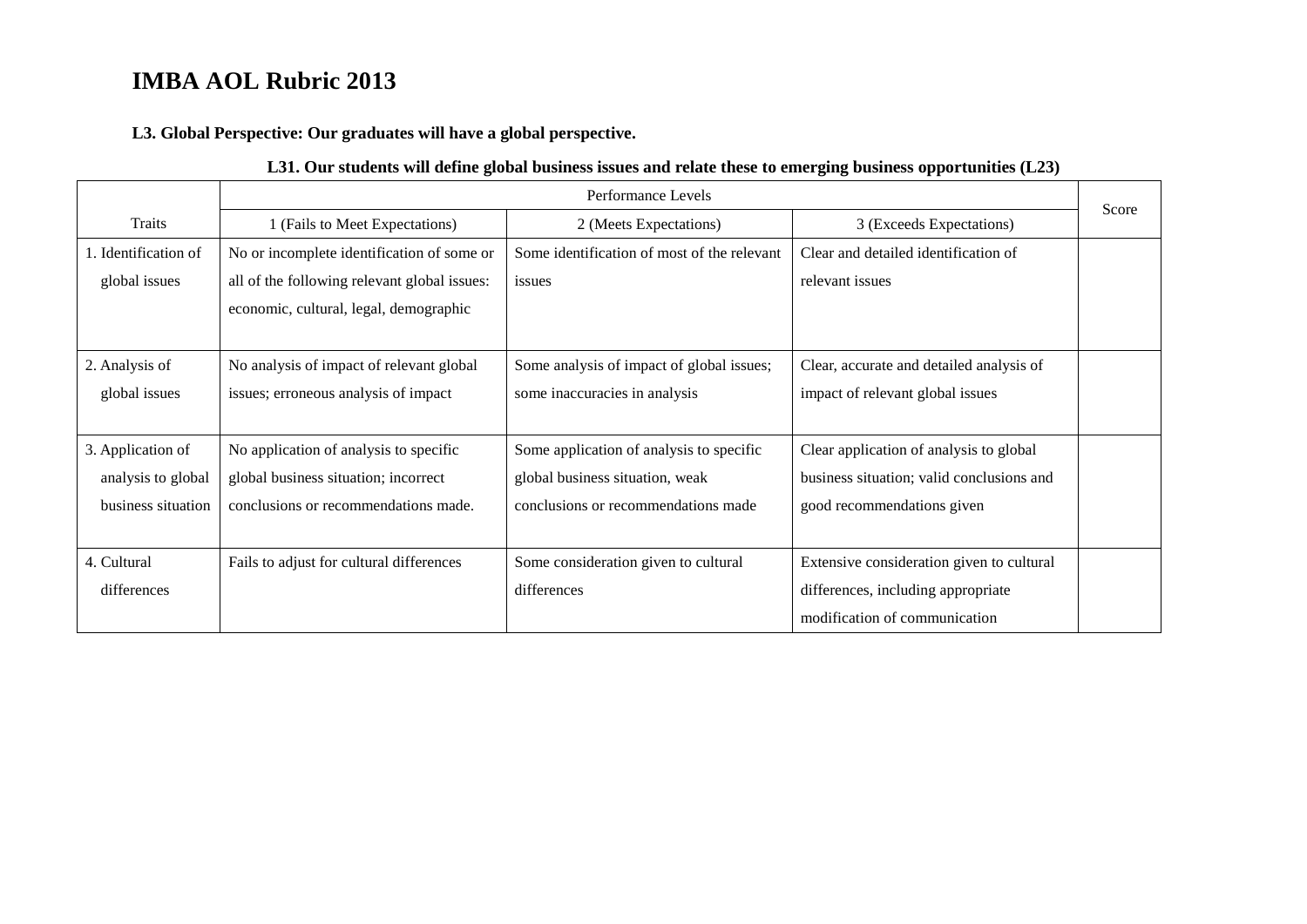# IMBA AOL Rubric 2013

**L3. Global Perspective: Our graduates will have a global perspective.**

**L31. Our students will define global business issues and relate these to emerging business opportunities (L23)**

| Traits | Performance Levels | | | Score |
|---|---|---|---|---|
| | 1 (Fails to Meet Expectations) | 2 (Meets Expectations) | 3 (Exceeds Expectations) | |
| 1. Identification of global issues | No or incomplete identification of some or all of the following relevant global issues: economic, cultural, legal, demographic | Some identification of most of the relevant issues | Clear and detailed identification of relevant issues | |
| 2. Analysis of global issues | No analysis of impact of relevant global issues; erroneous analysis of impact | Some analysis of impact of global issues; some inaccuracies in analysis | Clear, accurate and detailed analysis of impact of relevant global issues | |
| 3. Application of analysis to global business situation | No application of analysis to specific global business situation; incorrect conclusions or recommendations made. | Some application of analysis to specific global business situation, weak conclusions or recommendations made | Clear application of analysis to global business situation; valid conclusions and good recommendations given | |
| 4. Cultural differences | Fails to adjust for cultural differences | Some consideration given to cultural differences | Extensive consideration given to cultural differences, including appropriate modification of communication | |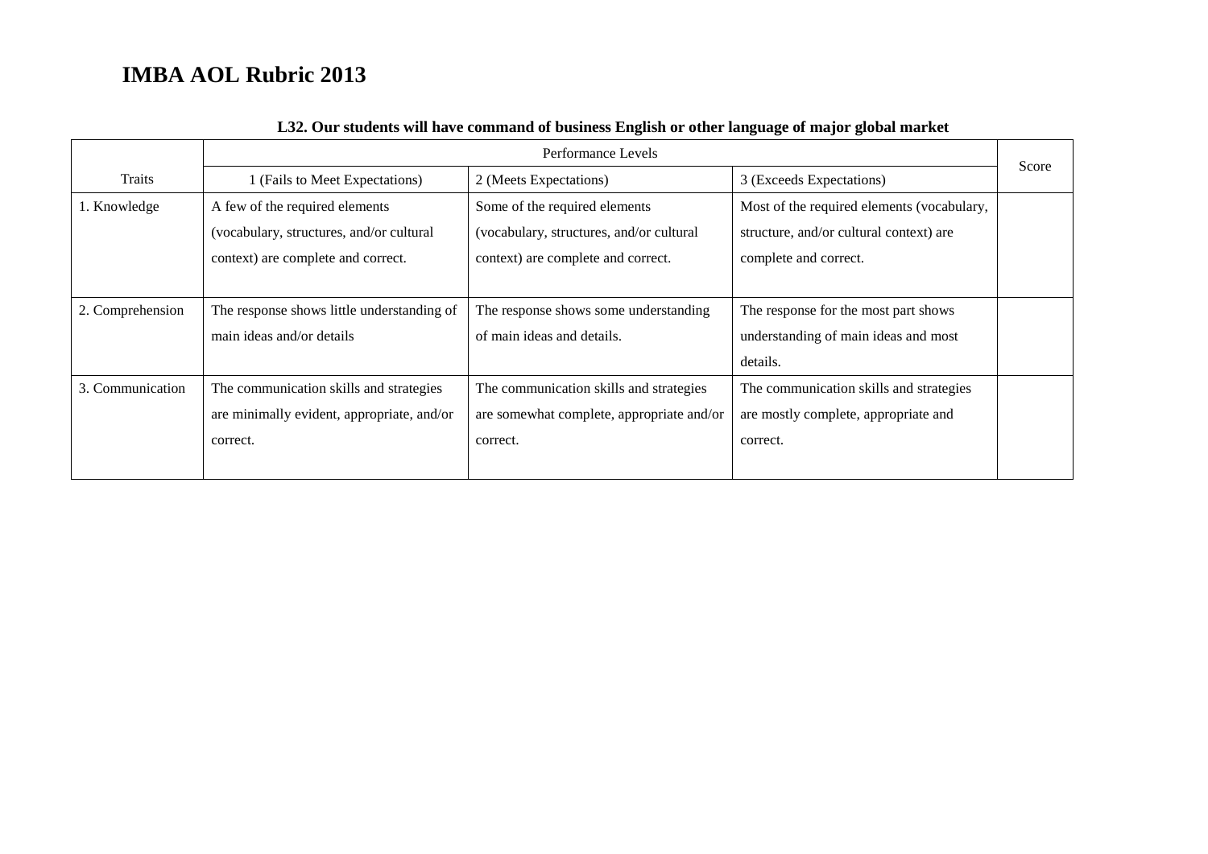# IMBA AOL Rubric 2013

**L32. Our students will have command of business English or other language of major global market**

| Traits | Performance Levels | | | Score |
|---|---|---|---|---|
| | 1 (Fails to Meet Expectations) | 2 (Meets Expectations) | 3 (Exceeds Expectations) | |
| 1. Knowledge | A few of the required elements (vocabulary, structures, and/or cultural context) are complete and correct. | Some of the required elements (vocabulary, structures, and/or cultural context) are complete and correct. | Most of the required elements (vocabulary, structure, and/or cultural context) are complete and correct. | |
| 2. Comprehension | The response shows little understanding of main ideas and/or details | The response shows some understanding of main ideas and details. | The response for the most part shows understanding of main ideas and most details. | |
| 3. Communication | The communication skills and strategies are minimally evident, appropriate, and/or correct. | The communication skills and strategies are somewhat complete, appropriate and/or correct. | The communication skills and strategies are mostly complete, appropriate and correct. | |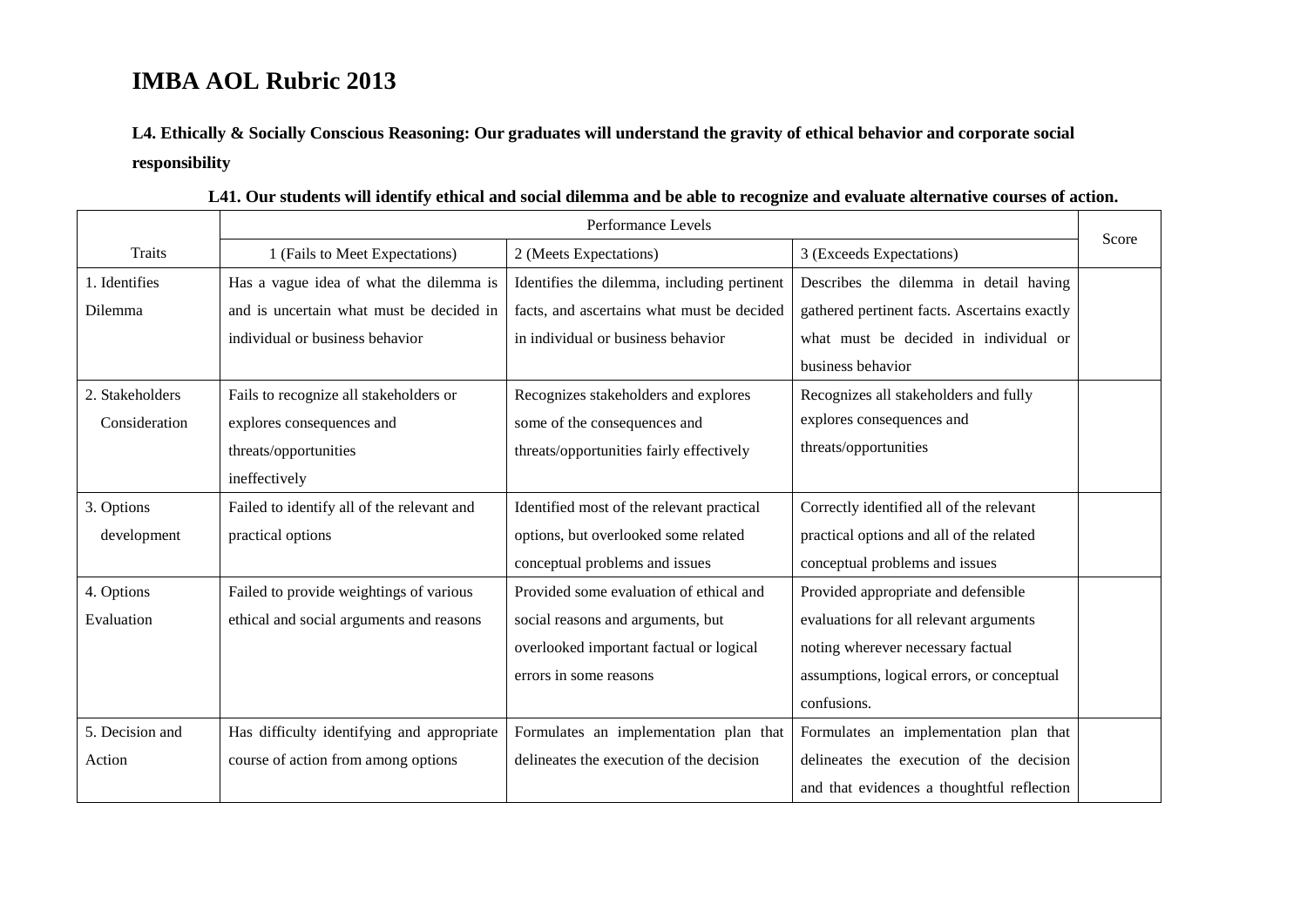# IMBA AOL Rubric 2013

**L4. Ethically & Socially Conscious Reasoning: Our graduates will understand the gravity of ethical behavior and corporate social responsibility**

**L41. Our students will identify ethical and social dilemma and be able to recognize and evaluate alternative courses of action.**

| Traits | Performance Levels | | | Score |
|---|---|---|---|---|
| | 1 (Fails to Meet Expectations) | 2 (Meets Expectations) | 3 (Exceeds Expectations) | |
| 1. Identifies Dilemma | Has a vague idea of what the dilemma is and is uncertain what must be decided in individual or business behavior | Identifies the dilemma, including pertinent facts, and ascertains what must be decided in individual or business behavior | Describes the dilemma in detail having gathered pertinent facts. Ascertains exactly what must be decided in individual or business behavior | |
| 2. Stakeholders Consideration | Fails to recognize all stakeholders or explores consequences and threats/opportunities ineffectively | Recognizes stakeholders and explores some of the consequences and threats/opportunities fairly effectively | Recognizes all stakeholders and fully explores consequences and threats/opportunities | |
| 3. Options development | Failed to identify all of the relevant and practical options | Identified most of the relevant practical options, but overlooked some related conceptual problems and issues | Correctly identified all of the relevant practical options and all of the related conceptual problems and issues | |
| 4. Options Evaluation | Failed to provide weightings of various ethical and social arguments and reasons | Provided some evaluation of ethical and social reasons and arguments, but overlooked important factual or logical errors in some reasons | Provided appropriate and defensible evaluations for all relevant arguments noting wherever necessary factual assumptions, logical errors, or conceptual confusions. | |
| 5. Decision and Action | Has difficulty identifying and appropriate course of action from among options | Formulates an implementation plan that delineates the execution of the decision | Formulates an implementation plan that delineates the execution of the decision and that evidences a thoughtful reflection | |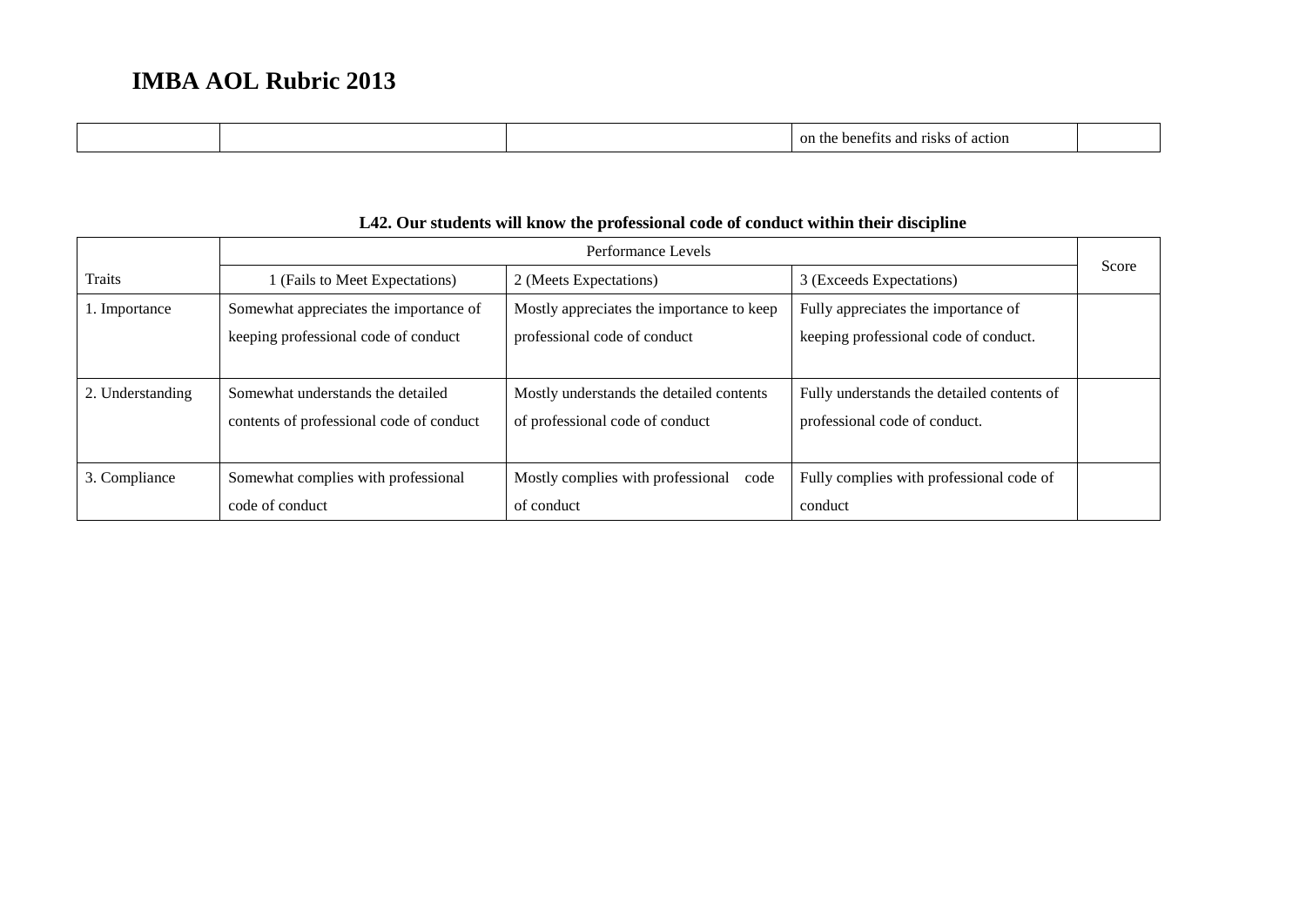# IMBA AOL Rubric 2013

| | | | | |
|---|---|---|---|---|
| | | | on the benefits and risks of action | |

**L42. Our students will know the professional code of conduct within their discipline**

| | Performance Levels | | | Score |
|---|---|---|---|---|
| Traits | 1 (Fails to Meet Expectations) | 2 (Meets Expectations) | 3 (Exceeds Expectations) | |
| 1. Importance | Somewhat appreciates the importance of keeping professional code of conduct | Mostly appreciates the importance to keep professional code of conduct | Fully appreciates the importance of keeping professional code of conduct. | |
| 2. Understanding | Somewhat understands the detailed contents of professional code of conduct | Mostly understands the detailed contents of professional code of conduct | Fully understands the detailed contents of professional code of conduct. | |
| 3. Compliance | Somewhat complies with professional code of conduct | Mostly complies with professional code of conduct | Fully complies with professional code of conduct | |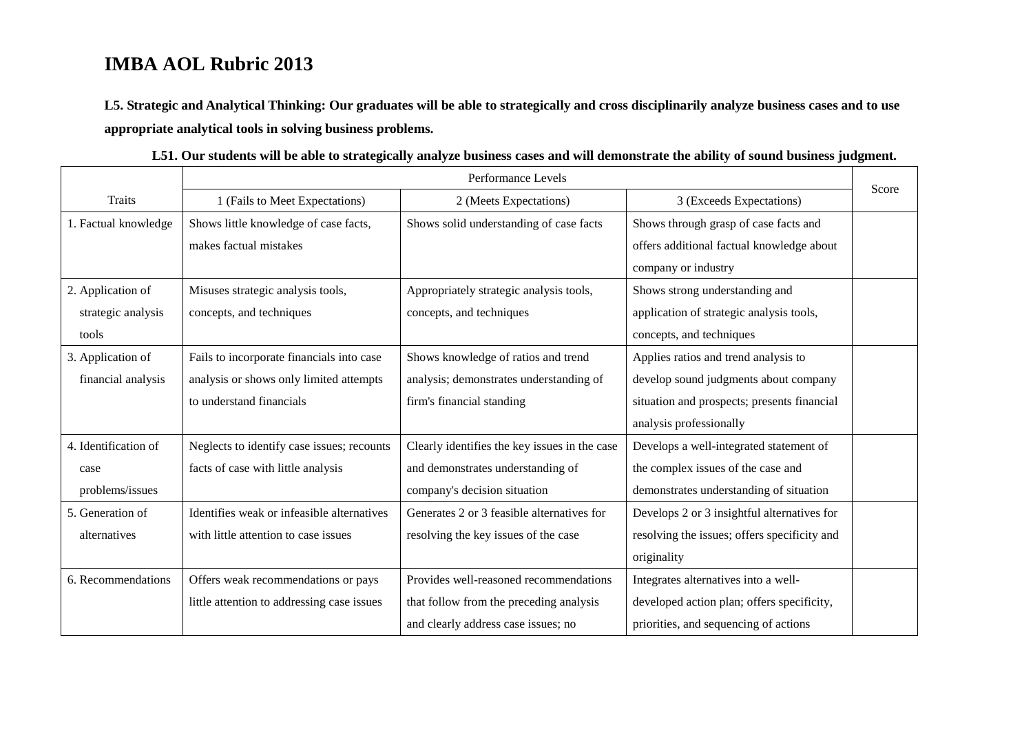# IMBA AOL Rubric 2013

**L5. Strategic and Analytical Thinking: Our graduates will be able to strategically and cross disciplinarily analyze business cases and to use appropriate analytical tools in solving business problems.**

**L51. Our students will be able to strategically analyze business cases and will demonstrate the ability of sound business judgment.**

| | Performance Levels | | | Score |
|---|---|---|---|---|
| Traits | 1 (Fails to Meet Expectations) | 2 (Meets Expectations) | 3 (Exceeds Expectations) | |
| 1. Factual knowledge | Shows little knowledge of case facts, makes factual mistakes | Shows solid understanding of case facts | Shows through grasp of case facts and offers additional factual knowledge about company or industry | |
| 2. Application of strategic analysis tools | Misuses strategic analysis tools, concepts, and techniques | Appropriately strategic analysis tools, concepts, and techniques | Shows strong understanding and application of strategic analysis tools, concepts, and techniques | |
| 3. Application of financial analysis | Fails to incorporate financials into case analysis or shows only limited attempts to understand financials | Shows knowledge of ratios and trend analysis; demonstrates understanding of firm's financial standing | Applies ratios and trend analysis to develop sound judgments about company situation and prospects; presents financial analysis professionally | |
| 4. Identification of case problems/issues | Neglects to identify case issues; recounts facts of case with little analysis | Clearly identifies the key issues in the case and demonstrates understanding of company's decision situation | Develops a well-integrated statement of the complex issues of the case and demonstrates understanding of situation | |
| 5. Generation of alternatives | Identifies weak or infeasible alternatives with little attention to case issues | Generates 2 or 3 feasible alternatives for resolving the key issues of the case | Develops 2 or 3 insightful alternatives for resolving the issues; offers specificity and originality | |
| 6. Recommendations | Offers weak recommendations or pays little attention to addressing case issues | Provides well-reasoned recommendations that follow from the preceding analysis and clearly address case issues; no | Integrates alternatives into a well-developed action plan; offers specificity, priorities, and sequencing of actions | |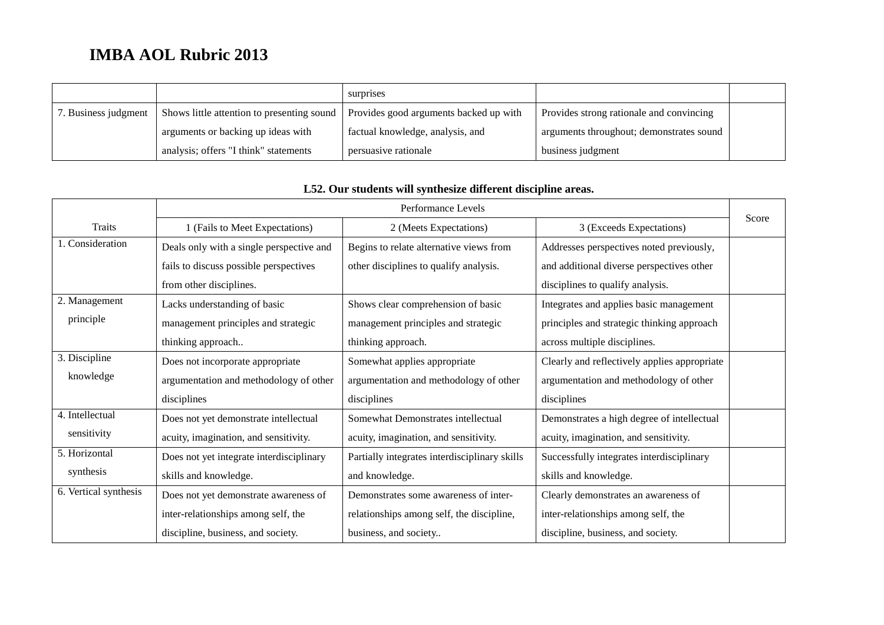# IMBA AOL Rubric 2013

| | | | | |
|---|---|---|---|---|
| | | surprises | | |
| 7. Business judgment | Shows little attention to presenting sound arguments or backing up ideas with analysis; offers "I think" statements | Provides good arguments backed up with factual knowledge, analysis, and persuasive rationale | Provides strong rationale and convincing arguments throughout; demonstrates sound business judgment | |

**L52. Our students will synthesize different discipline areas.**

| Traits | Performance Levels | | | Score |
|---|---|---|---|---|
| | 1 (Fails to Meet Expectations) | 2 (Meets Expectations) | 3 (Exceeds Expectations) | |
| 1. Consideration | Deals only with a single perspective and fails to discuss possible perspectives from other disciplines. | Begins to relate alternative views from other disciplines to qualify analysis. | Addresses perspectives noted previously, and additional diverse perspectives other disciplines to qualify analysis. | |
| 2. Management principle | Lacks understanding of basic management principles and strategic thinking approach.. | Shows clear comprehension of basic management principles and strategic thinking approach. | Integrates and applies basic management principles and strategic thinking approach across multiple disciplines. | |
| 3. Discipline knowledge | Does not incorporate appropriate argumentation and methodology of other disciplines | Somewhat applies appropriate argumentation and methodology of other disciplines | Clearly and reflectively applies appropriate argumentation and methodology of other disciplines | |
| 4. Intellectual sensitivity | Does not yet demonstrate intellectual acuity, imagination, and sensitivity. | Somewhat Demonstrates intellectual acuity, imagination, and sensitivity. | Demonstrates a high degree of intellectual acuity, imagination, and sensitivity. | |
| 5. Horizontal synthesis | Does not yet integrate interdisciplinary skills and knowledge. | Partially integrates interdisciplinary skills and knowledge. | Successfully integrates interdisciplinary skills and knowledge. | |
| 6. Vertical synthesis | Does not yet demonstrate awareness of inter-relationships among self, the discipline, business, and society. | Demonstrates some awareness of inter-relationships among self, the discipline, business, and society.. | Clearly demonstrates an awareness of inter-relationships among self, the discipline, business, and society. | |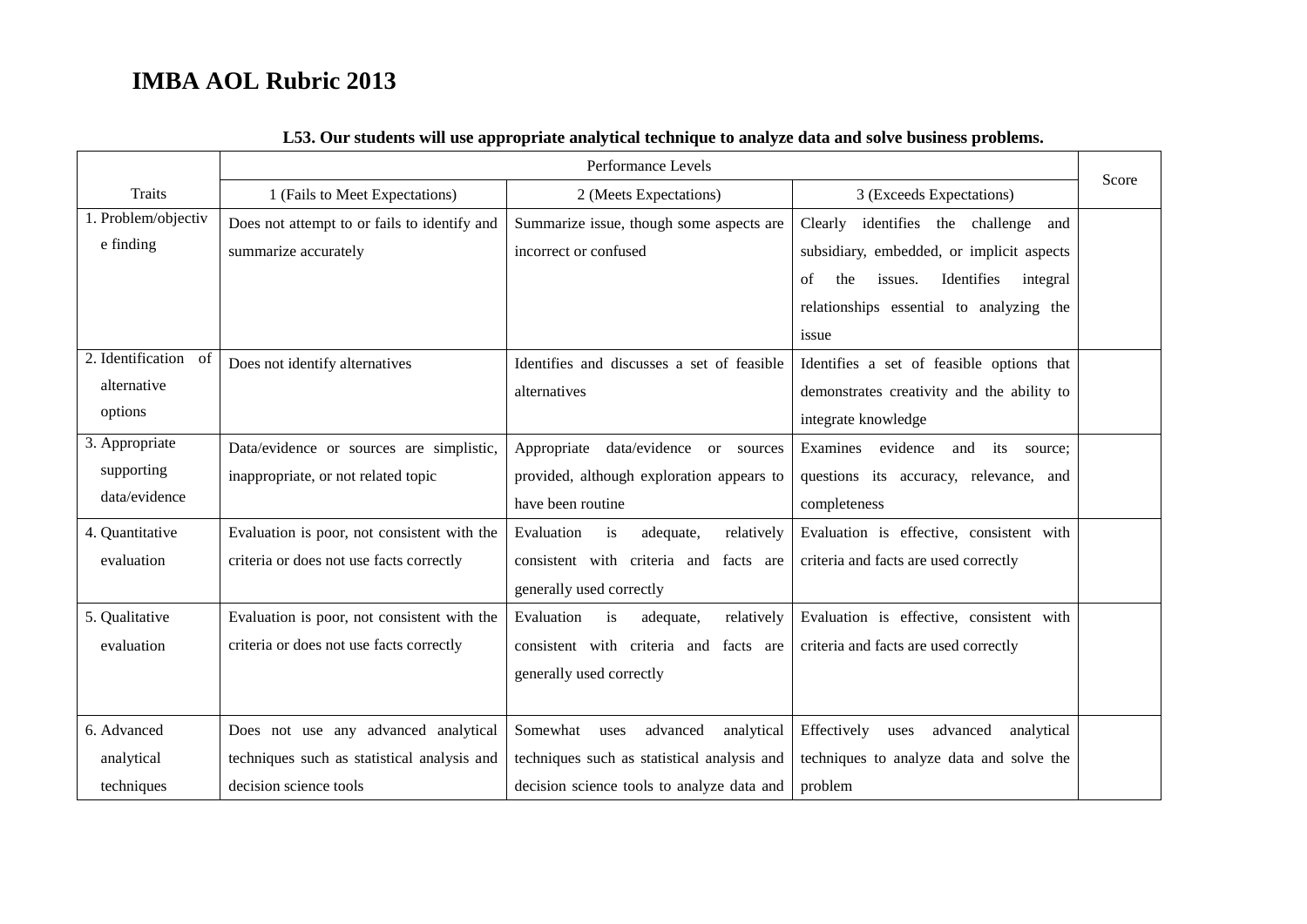# IMBA AOL Rubric 2013

**L53. Our students will use appropriate analytical technique to analyze data and solve business problems.**

| Traits | Performance Levels | | | Score |
|---|---|---|---|---|
| | 1 (Fails to Meet Expectations) | 2 (Meets Expectations) | 3 (Exceeds Expectations) | |
| 1. Problem/objective finding | Does not attempt to or fails to identify and summarize accurately | Summarize issue, though some aspects are incorrect or confused | Clearly identifies the challenge and subsidiary, embedded, or implicit aspects of the issues. Identifies integral relationships essential to analyzing the issue | |
| 2. Identification of alternative options | Does not identify alternatives | Identifies and discusses a set of feasible alternatives | Identifies a set of feasible options that demonstrates creativity and the ability to integrate knowledge | |
| 3. Appropriate supporting data/evidence | Data/evidence or sources are simplistic, inappropriate, or not related topic | Appropriate data/evidence or sources provided, although exploration appears to have been routine | Examines evidence and its source; questions its accuracy, relevance, and completeness | |
| 4. Quantitative evaluation | Evaluation is poor, not consistent with the criteria or does not use facts correctly | Evaluation is adequate, relatively consistent with criteria and facts are generally used correctly | Evaluation is effective, consistent with criteria and facts are used correctly | |
| 5. Qualitative evaluation | Evaluation is poor, not consistent with the criteria or does not use facts correctly | Evaluation is adequate, relatively consistent with criteria and facts are generally used correctly | Evaluation is effective, consistent with criteria and facts are used correctly | |
| 6. Advanced analytical techniques | Does not use any advanced analytical techniques such as statistical analysis and decision science tools | Somewhat uses advanced analytical techniques such as statistical analysis and decision science tools to analyze data and | Effectively uses advanced analytical techniques to analyze data and solve the problem | |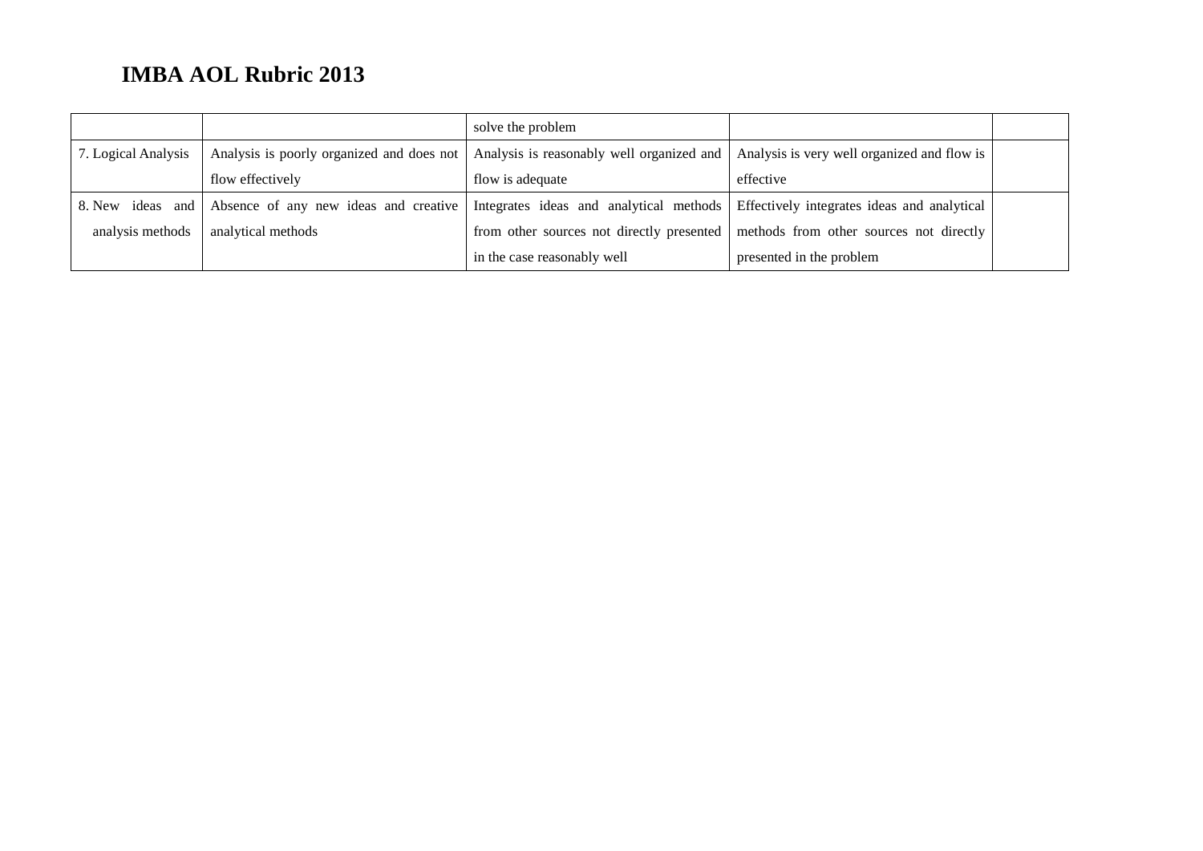# IMBA AOL Rubric 2013

| | | | | |
|---|---|---|---|---|
| | | solve the problem | | |
| 7. Logical Analysis | Analysis is poorly organized and does not flow effectively | Analysis is reasonably well organized and flow is adequate | Analysis is very well organized and flow is effective | |
| 8. New ideas and analysis methods | Absence of any new ideas and creative analytical methods | Integrates ideas and analytical methods from other sources not directly presented in the case reasonably well | Effectively integrates ideas and analytical methods from other sources not directly presented in the problem | |